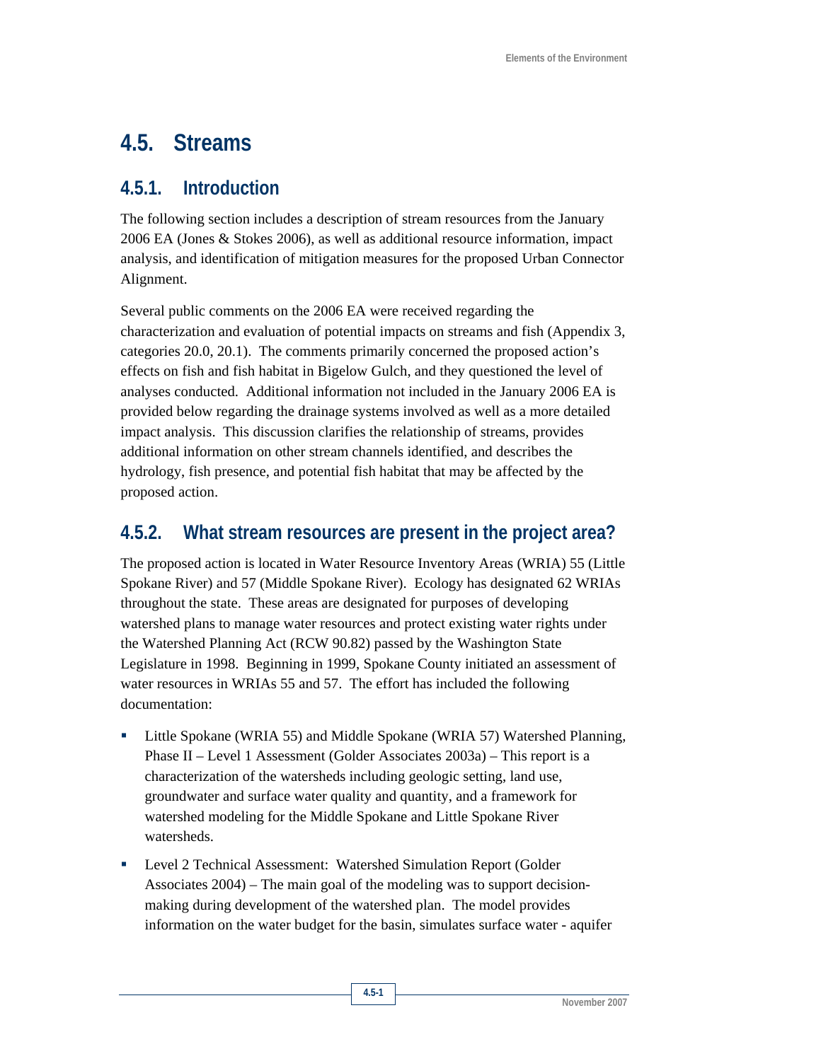# 4.5. Streams

## 4.5.1. Introduction

The following section includes a description of stream resources from the January 2006 EA (Jones & Stokes 2006), as well as additional resource information, impact analysis, and identification of mitigation measures for the proposed Urban Connector Alignment.

Several public comments on the 2006 EA were received regarding the characterization and evaluation of potential impacts on streams and fish (Appendix 3, categories 20.0, 20.1). The comments primarily concerned the proposed action's effects on fish and fish habitat in Bigelow Gulch, and they questioned the level of analyses conducted. Additional information not included in the January 2006 EA is provided below regarding the drainage systems involved as well as a more detailed impact analysis. This discussion clarifies the relationship of streams, provides additional information on other stream channels identified, and describes the hydrology, fish presence, and potential fish habitat that may be affected by the proposed action.

## 4.5.2. What stream resources are present in the project area?

The proposed action is located in Water Resource Inventory Areas (WRIA) 55 (Little Spokane River) and 57 (Middle Spokane River). Ecology has designated 62 WRIAs throughout the state. These areas are designated for purposes of developing watershed plans to manage water resources and protect existing water rights under the Watershed Planning Act (RCW 90.82) passed by the Washington State Legislature in 1998. Beginning in 1999, Spokane County initiated an assessment of water resources in WRIAs 55 and 57. The effort has included the following documentation:

- Little Spokane (WRIA 55) and Middle Spokane (WRIA 57) Watershed Planning, Phase II – Level 1 Assessment (Golder Associates 2003a) – This report is a characterization of the watersheds including geologic setting, land use, groundwater and surface water quality and quantity, and a framework for watershed modeling for the Middle Spokane and Little Spokane River watersheds.
- Level 2 Technical Assessment: Watershed Simulation Report (Golder Associates 2004) – The main goal of the modeling was to support decision-making during development of the watershed plan. The model provides information on the water budget for the basin, simulates surface water - aquifer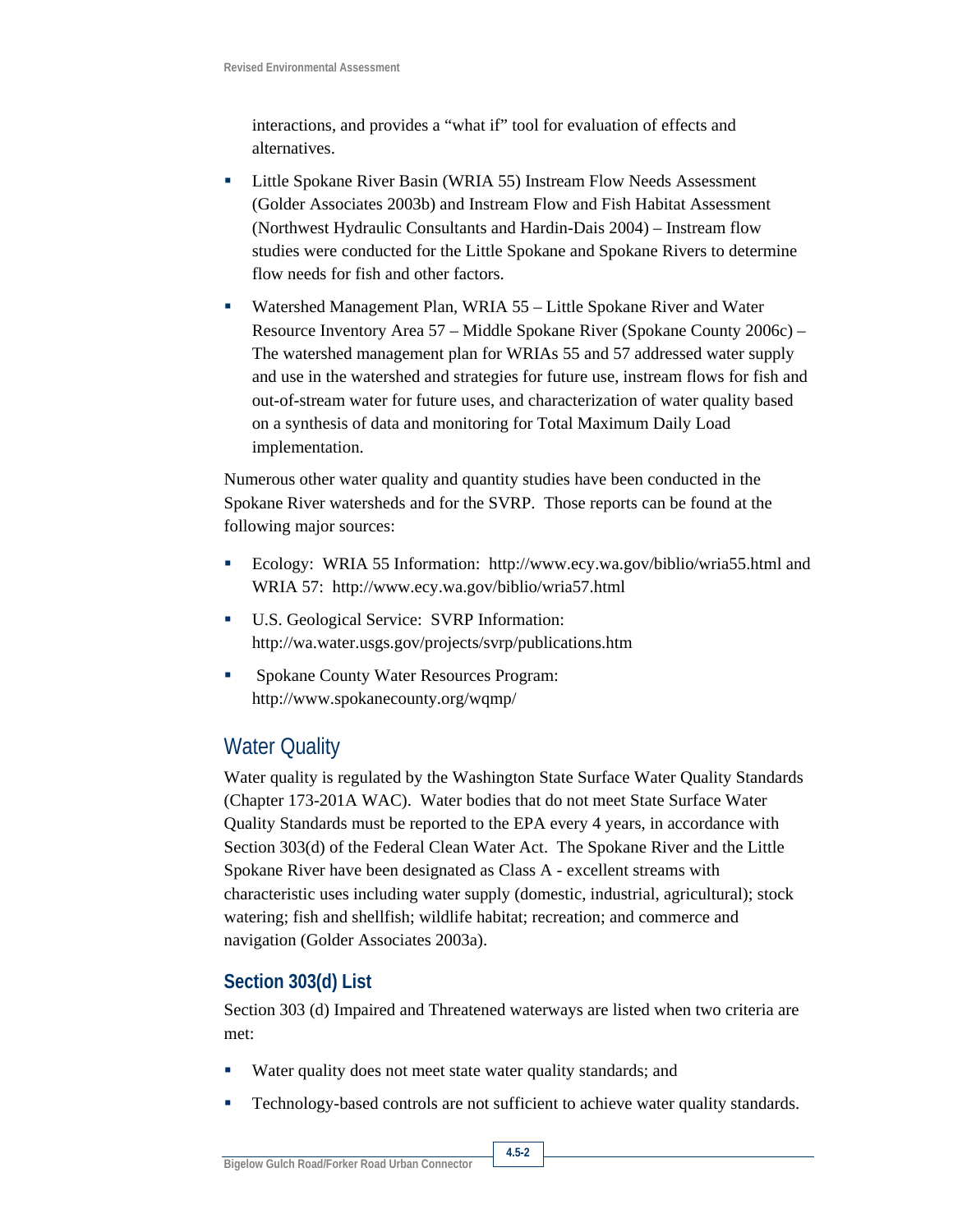interactions, and provides a "what if" tool for evaluation of effects and alternatives.

- Little Spokane River Basin (WRIA 55) Instream Flow Needs Assessment (Golder Associates 2003b) and Instream Flow and Fish Habitat Assessment (Northwest Hydraulic Consultants and Hardin-Dais 2004) – Instream flow studies were conducted for the Little Spokane and Spokane Rivers to determine flow needs for fish and other factors.
- Watershed Management Plan, WRIA 55 – Little Spokane River and Water Resource Inventory Area 57 – Middle Spokane River (Spokane County 2006c) – The watershed management plan for WRIAs 55 and 57 addressed water supply and use in the watershed and strategies for future use, instream flows for fish and out-of-stream water for future uses, and characterization of water quality based on a synthesis of data and monitoring for Total Maximum Daily Load implementation.

Numerous other water quality and quantity studies have been conducted in the Spokane River watersheds and for the SVRP. Those reports can be found at the following major sources:

- Ecology: WRIA 55 Information: http://www.ecy.wa.gov/biblio/wria55.html and WRIA 57: http://www.ecy.wa.gov/biblio/wria57.html
- U.S. Geological Service: SVRP Information: http://wa.water.usgs.gov/projects/svrp/publications.htm
- Spokane County Water Resources Program: http://www.spokanecounty.org/wqmp/

## Water Quality

Water quality is regulated by the Washington State Surface Water Quality Standards (Chapter 173-201A WAC). Water bodies that do not meet State Surface Water Quality Standards must be reported to the EPA every 4 years, in accordance with Section 303(d) of the Federal Clean Water Act. The Spokane River and the Little Spokane River have been designated as Class A - excellent streams with characteristic uses including water supply (domestic, industrial, agricultural); stock watering; fish and shellfish; wildlife habitat; recreation; and commerce and navigation (Golder Associates 2003a).

### Section 303(d) List

Section 303 (d) Impaired and Threatened waterways are listed when two criteria are met:

- Water quality does not meet state water quality standards; and
- Technology-based controls are not sufficient to achieve water quality standards.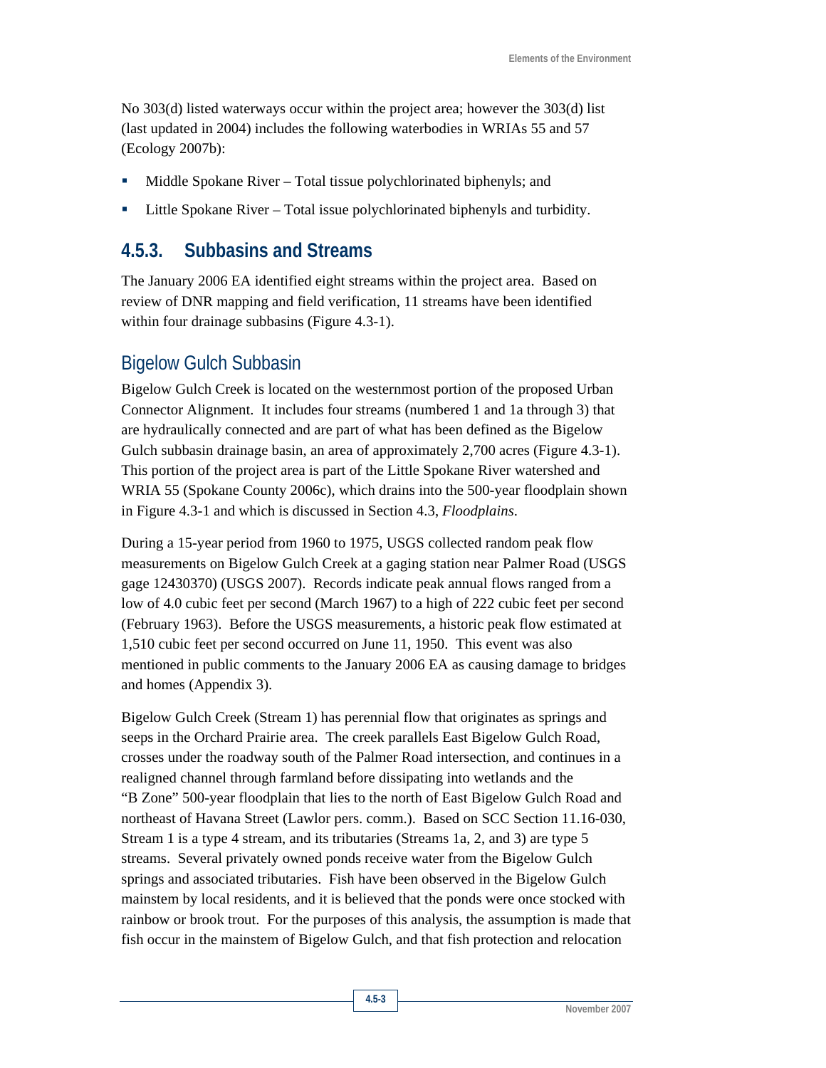No 303(d) listed waterways occur within the project area; however the 303(d) list (last updated in 2004) includes the following waterbodies in WRIAs 55 and 57 (Ecology 2007b):

- Middle Spokane River – Total tissue polychlorinated biphenyls; and
- Little Spokane River – Total issue polychlorinated biphenyls and turbidity.

## 4.5.3. Subbasins and Streams

The January 2006 EA identified eight streams within the project area. Based on review of DNR mapping and field verification, 11 streams have been identified within four drainage subbasins (Figure 4.3-1).

### Bigelow Gulch Subbasin

Bigelow Gulch Creek is located on the westernmost portion of the proposed Urban Connector Alignment. It includes four streams (numbered 1 and 1a through 3) that are hydraulically connected and are part of what has been defined as the Bigelow Gulch subbasin drainage basin, an area of approximately 2,700 acres (Figure 4.3-1). This portion of the project area is part of the Little Spokane River watershed and WRIA 55 (Spokane County 2006c), which drains into the 500-year floodplain shown in Figure 4.3-1 and which is discussed in Section 4.3, *Floodplains*.

During a 15-year period from 1960 to 1975, USGS collected random peak flow measurements on Bigelow Gulch Creek at a gaging station near Palmer Road (USGS gage 12430370) (USGS 2007). Records indicate peak annual flows ranged from a low of 4.0 cubic feet per second (March 1967) to a high of 222 cubic feet per second (February 1963). Before the USGS measurements, a historic peak flow estimated at 1,510 cubic feet per second occurred on June 11, 1950. This event was also mentioned in public comments to the January 2006 EA as causing damage to bridges and homes (Appendix 3).

Bigelow Gulch Creek (Stream 1) has perennial flow that originates as springs and seeps in the Orchard Prairie area. The creek parallels East Bigelow Gulch Road, crosses under the roadway south of the Palmer Road intersection, and continues in a realigned channel through farmland before dissipating into wetlands and the "B Zone" 500-year floodplain that lies to the north of East Bigelow Gulch Road and northeast of Havana Street (Lawlor pers. comm.). Based on SCC Section 11.16-030, Stream 1 is a type 4 stream, and its tributaries (Streams 1a, 2, and 3) are type 5 streams. Several privately owned ponds receive water from the Bigelow Gulch springs and associated tributaries. Fish have been observed in the Bigelow Gulch mainstem by local residents, and it is believed that the ponds were once stocked with rainbow or brook trout. For the purposes of this analysis, the assumption is made that fish occur in the mainstem of Bigelow Gulch, and that fish protection and relocation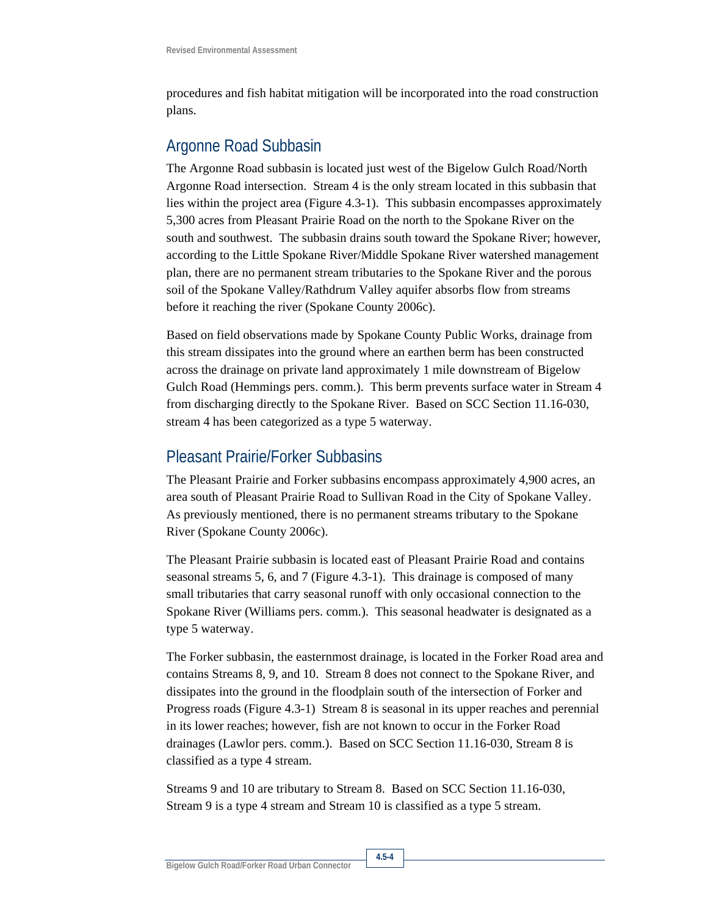procedures and fish habitat mitigation will be incorporated into the road construction plans.

## Argonne Road Subbasin

The Argonne Road subbasin is located just west of the Bigelow Gulch Road/North Argonne Road intersection. Stream 4 is the only stream located in this subbasin that lies within the project area (Figure 4.3-1). This subbasin encompasses approximately 5,300 acres from Pleasant Prairie Road on the north to the Spokane River on the south and southwest. The subbasin drains south toward the Spokane River; however, according to the Little Spokane River/Middle Spokane River watershed management plan, there are no permanent stream tributaries to the Spokane River and the porous soil of the Spokane Valley/Rathdrum Valley aquifer absorbs flow from streams before it reaching the river (Spokane County 2006c).

Based on field observations made by Spokane County Public Works, drainage from this stream dissipates into the ground where an earthen berm has been constructed across the drainage on private land approximately 1 mile downstream of Bigelow Gulch Road (Hemmings pers. comm.). This berm prevents surface water in Stream 4 from discharging directly to the Spokane River. Based on SCC Section 11.16-030, stream 4 has been categorized as a type 5 waterway.

## Pleasant Prairie/Forker Subbasins

The Pleasant Prairie and Forker subbasins encompass approximately 4,900 acres, an area south of Pleasant Prairie Road to Sullivan Road in the City of Spokane Valley. As previously mentioned, there is no permanent streams tributary to the Spokane River (Spokane County 2006c).

The Pleasant Prairie subbasin is located east of Pleasant Prairie Road and contains seasonal streams 5, 6, and 7 (Figure 4.3-1). This drainage is composed of many small tributaries that carry seasonal runoff with only occasional connection to the Spokane River (Williams pers. comm.). This seasonal headwater is designated as a type 5 waterway.

The Forker subbasin, the easternmost drainage, is located in the Forker Road area and contains Streams 8, 9, and 10. Stream 8 does not connect to the Spokane River, and dissipates into the ground in the floodplain south of the intersection of Forker and Progress roads (Figure 4.3-1) Stream 8 is seasonal in its upper reaches and perennial in its lower reaches; however, fish are not known to occur in the Forker Road drainages (Lawlor pers. comm.). Based on SCC Section 11.16-030, Stream 8 is classified as a type 4 stream.

Streams 9 and 10 are tributary to Stream 8. Based on SCC Section 11.16-030, Stream 9 is a type 4 stream and Stream 10 is classified as a type 5 stream.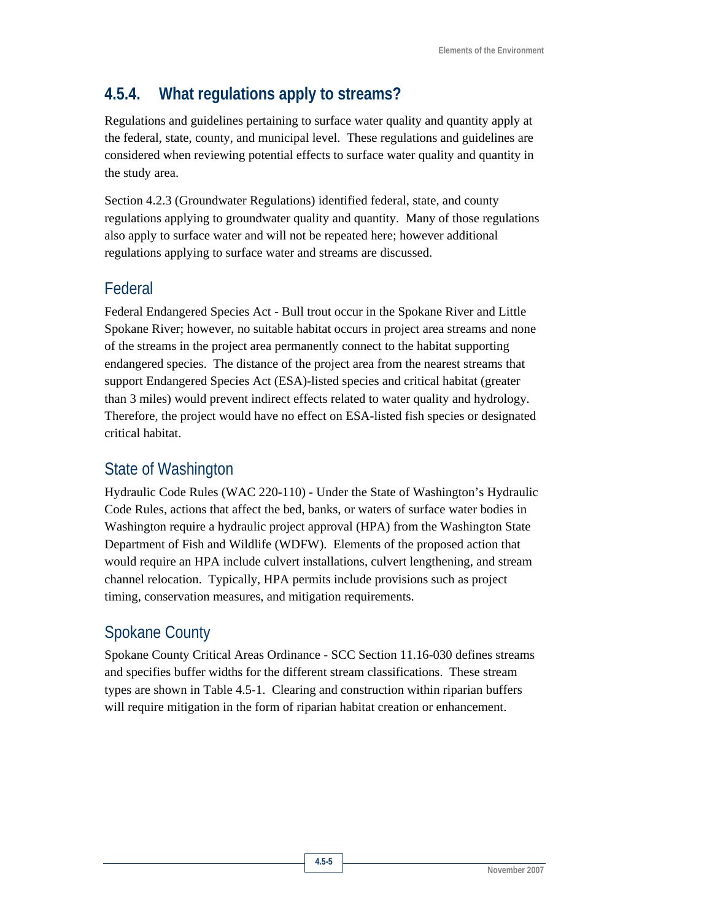## 4.5.4. What regulations apply to streams?

Regulations and guidelines pertaining to surface water quality and quantity apply at the federal, state, county, and municipal level. These regulations and guidelines are considered when reviewing potential effects to surface water quality and quantity in the study area.

Section 4.2.3 (Groundwater Regulations) identified federal, state, and county regulations applying to groundwater quality and quantity. Many of those regulations also apply to surface water and will not be repeated here; however additional regulations applying to surface water and streams are discussed.

### Federal

Federal Endangered Species Act - Bull trout occur in the Spokane River and Little Spokane River; however, no suitable habitat occurs in project area streams and none of the streams in the project area permanently connect to the habitat supporting endangered species. The distance of the project area from the nearest streams that support Endangered Species Act (ESA)-listed species and critical habitat (greater than 3 miles) would prevent indirect effects related to water quality and hydrology. Therefore, the project would have no effect on ESA-listed fish species or designated critical habitat.

### State of Washington

Hydraulic Code Rules (WAC 220-110) - Under the State of Washington's Hydraulic Code Rules, actions that affect the bed, banks, or waters of surface water bodies in Washington require a hydraulic project approval (HPA) from the Washington State Department of Fish and Wildlife (WDFW). Elements of the proposed action that would require an HPA include culvert installations, culvert lengthening, and stream channel relocation. Typically, HPA permits include provisions such as project timing, conservation measures, and mitigation requirements.

### Spokane County

Spokane County Critical Areas Ordinance - SCC Section 11.16-030 defines streams and specifies buffer widths for the different stream classifications. These stream types are shown in Table 4.5-1. Clearing and construction within riparian buffers will require mitigation in the form of riparian habitat creation or enhancement.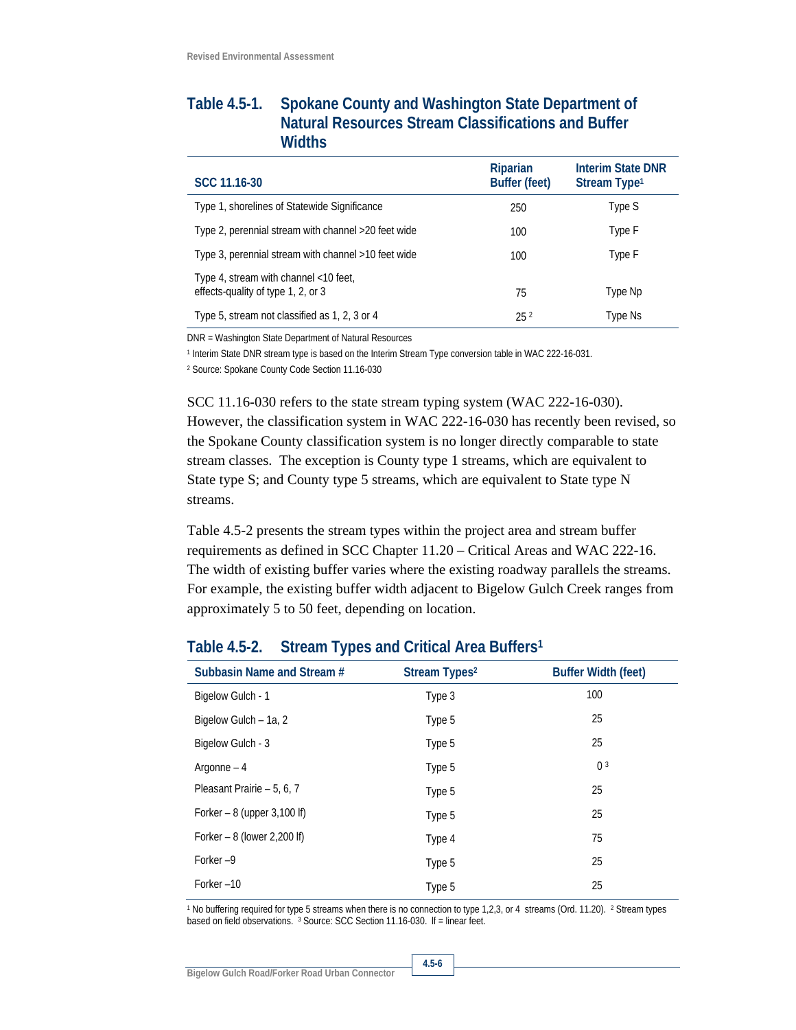### Table 4.5-1. Spokane County and Washington State Department of Natural Resources Stream Classifications and Buffer Widths

| SCC 11.16-30 | Riparian Buffer (feet) | Interim State DNR Stream Type[1] |
|---|---|---|
| Type 1, shorelines of Statewide Significance | 250 | Type S |
| Type 2, perennial stream with channel >20 feet wide | 100 | Type F |
| Type 3, perennial stream with channel >10 feet wide | 100 | Type F |
| Type 4, stream with channel <10 feet, effects-quality of type 1, 2, or 3 | 75 | Type Np |
| Type 5, stream not classified as 1, 2, 3 or 4 | 25 [2] | Type Ns |

DNR = Washington State Department of Natural Resources

[1] Interim State DNR stream type is based on the Interim Stream Type conversion table in WAC 222-16-031.

[2] Source: Spokane County Code Section 11.16-030

SCC 11.16-030 refers to the state stream typing system (WAC 222-16-030). However, the classification system in WAC 222-16-030 has recently been revised, so the Spokane County classification system is no longer directly comparable to state stream classes. The exception is County type 1 streams, which are equivalent to State type S; and County type 5 streams, which are equivalent to State type N streams.

Table 4.5-2 presents the stream types within the project area and stream buffer requirements as defined in SCC Chapter 11.20 – Critical Areas and WAC 222-16. The width of existing buffer varies where the existing roadway parallels the streams. For example, the existing buffer width adjacent to Bigelow Gulch Creek ranges from approximately 5 to 50 feet, depending on location.

### Table 4.5-2. Stream Types and Critical Area Buffers[1]

| Subbasin Name and Stream # | Stream Types[2] | Buffer Width (feet) |
|---|---|---|
| Bigelow Gulch - 1 | Type 3 | 100 |
| Bigelow Gulch – 1a, 2 | Type 5 | 25 |
| Bigelow Gulch - 3 | Type 5 | 25 |
| Argonne – 4 | Type 5 | 0 [3] |
| Pleasant Prairie – 5, 6, 7 | Type 5 | 25 |
| Forker – 8 (upper 3,100 lf) | Type 5 | 25 |
| Forker – 8 (lower 2,200 lf) | Type 4 | 75 |
| Forker –9 | Type 5 | 25 |
| Forker –10 | Type 5 | 25 |

[1] No buffering required for type 5 streams when there is no connection to type 1,2,3, or 4 streams (Ord. 11.20). [2] Stream types based on field observations. [3] Source: SCC Section 11.16-030. lf = linear feet.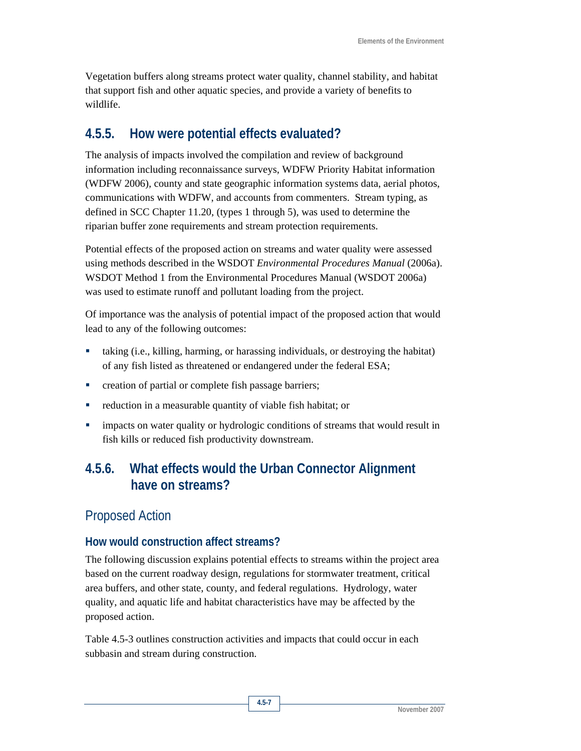Vegetation buffers along streams protect water quality, channel stability, and habitat that support fish and other aquatic species, and provide a variety of benefits to wildlife.

## 4.5.5. How were potential effects evaluated?

The analysis of impacts involved the compilation and review of background information including reconnaissance surveys, WDFW Priority Habitat information (WDFW 2006), county and state geographic information systems data, aerial photos, communications with WDFW, and accounts from commenters. Stream typing, as defined in SCC Chapter 11.20, (types 1 through 5), was used to determine the riparian buffer zone requirements and stream protection requirements.

Potential effects of the proposed action on streams and water quality were assessed using methods described in the WSDOT *Environmental Procedures Manual* (2006a). WSDOT Method 1 from the Environmental Procedures Manual (WSDOT 2006a) was used to estimate runoff and pollutant loading from the project.

Of importance was the analysis of potential impact of the proposed action that would lead to any of the following outcomes:

- taking (i.e., killing, harming, or harassing individuals, or destroying the habitat) of any fish listed as threatened or endangered under the federal ESA;
- creation of partial or complete fish passage barriers;
- reduction in a measurable quantity of viable fish habitat; or
- impacts on water quality or hydrologic conditions of streams that would result in fish kills or reduced fish productivity downstream.

## 4.5.6. What effects would the Urban Connector Alignment have on streams?

### Proposed Action

#### How would construction affect streams?

The following discussion explains potential effects to streams within the project area based on the current roadway design, regulations for stormwater treatment, critical area buffers, and other state, county, and federal regulations. Hydrology, water quality, and aquatic life and habitat characteristics have may be affected by the proposed action.

Table 4.5-3 outlines construction activities and impacts that could occur in each subbasin and stream during construction.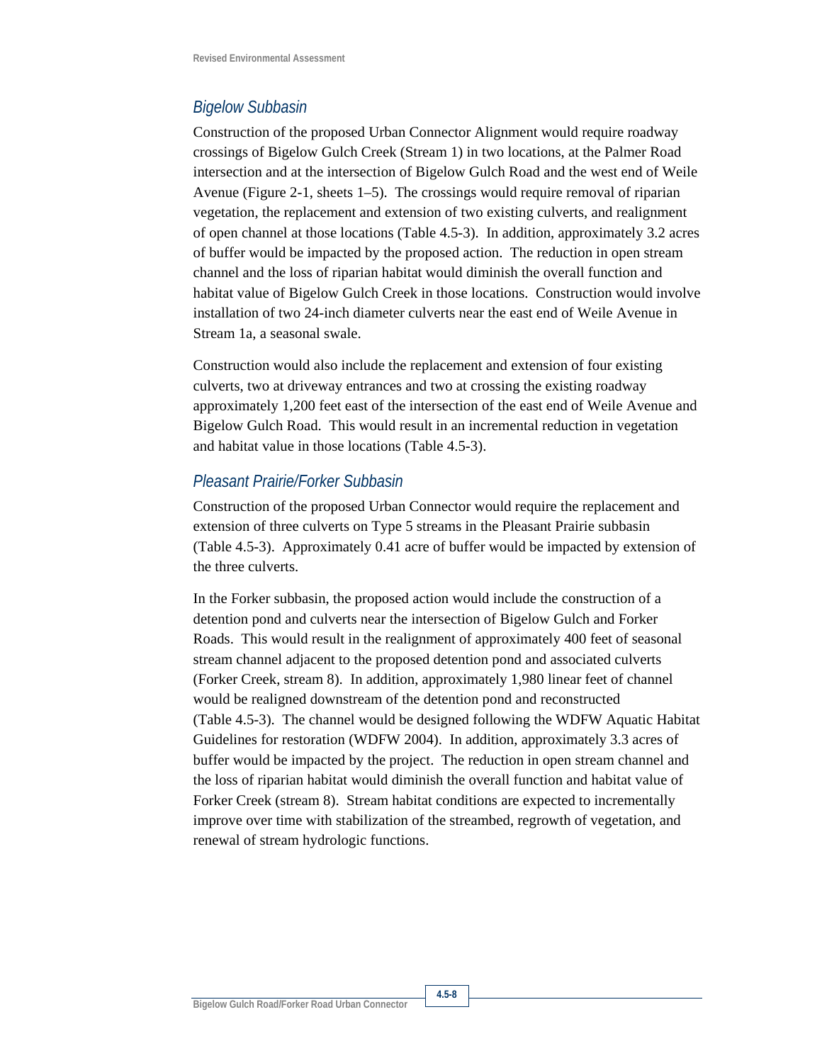### *Bigelow Subbasin*

Construction of the proposed Urban Connector Alignment would require roadway crossings of Bigelow Gulch Creek (Stream 1) in two locations, at the Palmer Road intersection and at the intersection of Bigelow Gulch Road and the west end of Weile Avenue (Figure 2-1, sheets 1–5). The crossings would require removal of riparian vegetation, the replacement and extension of two existing culverts, and realignment of open channel at those locations (Table 4.5-3). In addition, approximately 3.2 acres of buffer would be impacted by the proposed action. The reduction in open stream channel and the loss of riparian habitat would diminish the overall function and habitat value of Bigelow Gulch Creek in those locations. Construction would involve installation of two 24-inch diameter culverts near the east end of Weile Avenue in Stream 1a, a seasonal swale.

Construction would also include the replacement and extension of four existing culverts, two at driveway entrances and two at crossing the existing roadway approximately 1,200 feet east of the intersection of the east end of Weile Avenue and Bigelow Gulch Road. This would result in an incremental reduction in vegetation and habitat value in those locations (Table 4.5-3).

### *Pleasant Prairie/Forker Subbasin*

Construction of the proposed Urban Connector would require the replacement and extension of three culverts on Type 5 streams in the Pleasant Prairie subbasin (Table 4.5-3). Approximately 0.41 acre of buffer would be impacted by extension of the three culverts.

In the Forker subbasin, the proposed action would include the construction of a detention pond and culverts near the intersection of Bigelow Gulch and Forker Roads. This would result in the realignment of approximately 400 feet of seasonal stream channel adjacent to the proposed detention pond and associated culverts (Forker Creek, stream 8). In addition, approximately 1,980 linear feet of channel would be realigned downstream of the detention pond and reconstructed (Table 4.5-3). The channel would be designed following the WDFW Aquatic Habitat Guidelines for restoration (WDFW 2004). In addition, approximately 3.3 acres of buffer would be impacted by the project. The reduction in open stream channel and the loss of riparian habitat would diminish the overall function and habitat value of Forker Creek (stream 8). Stream habitat conditions are expected to incrementally improve over time with stabilization of the streambed, regrowth of vegetation, and renewal of stream hydrologic functions.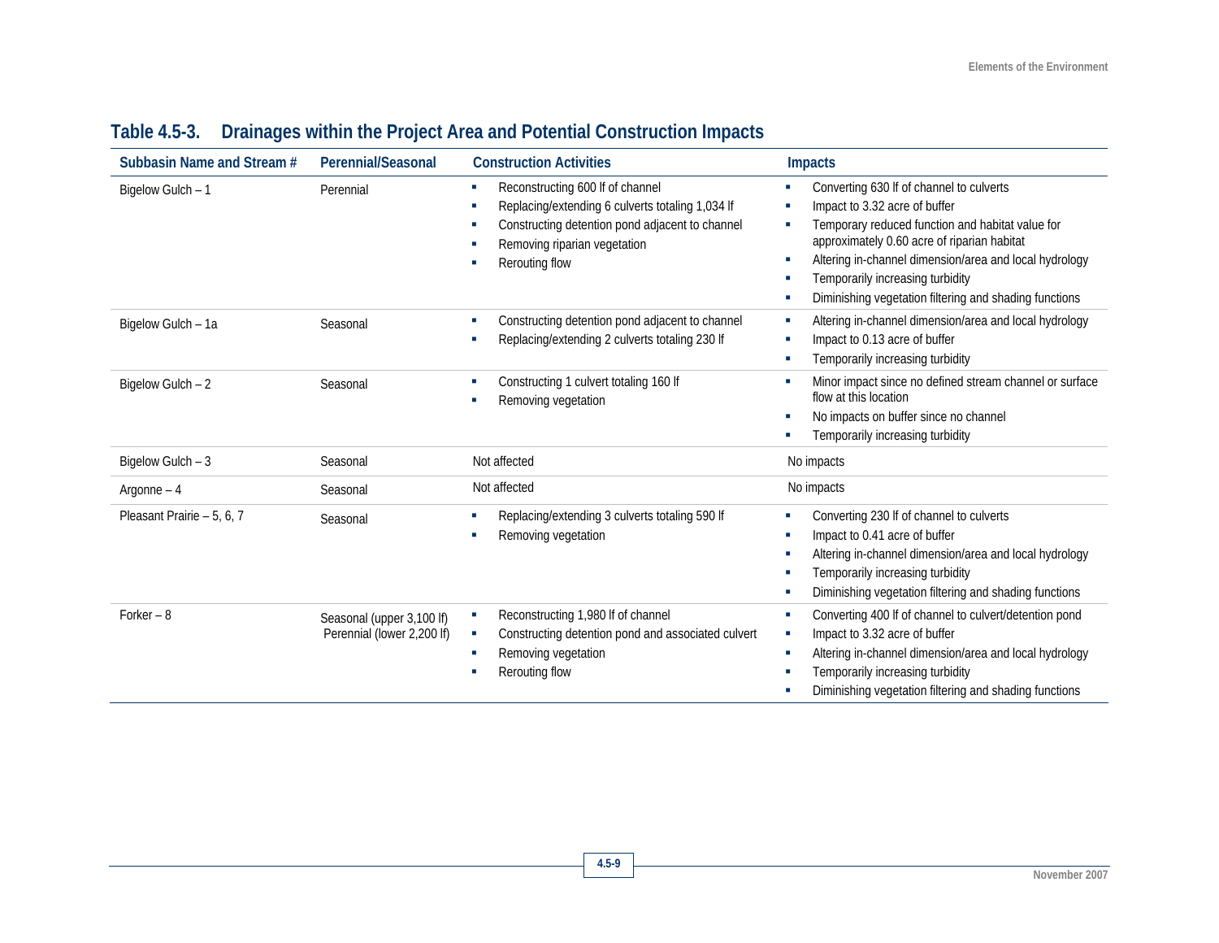## Table 4.5-3. Drainages within the Project Area and Potential Construction Impacts

| Subbasin Name and Stream # | Perennial/Seasonal | Construction Activities | Impacts |
|---|---|---|---|
| Bigelow Gulch – 1 | Perennial | ▪ Reconstructing 600 lf of channel<br>▪ Replacing/extending 6 culverts totaling 1,034 lf<br>▪ Constructing detention pond adjacent to channel<br>▪ Removing riparian vegetation<br>▪ Rerouting flow | ▪ Converting 630 lf of channel to culverts<br>▪ Impact to 3.32 acre of buffer<br>▪ Temporary reduced function and habitat value for approximately 0.60 acre of riparian habitat<br>▪ Altering in-channel dimension/area and local hydrology<br>▪ Temporarily increasing turbidity<br>▪ Diminishing vegetation filtering and shading functions |
| Bigelow Gulch – 1a | Seasonal | ▪ Constructing detention pond adjacent to channel<br>▪ Replacing/extending 2 culverts totaling 230 lf | ▪ Altering in-channel dimension/area and local hydrology<br>▪ Impact to 0.13 acre of buffer<br>▪ Temporarily increasing turbidity |
| Bigelow Gulch – 2 | Seasonal | ▪ Constructing 1 culvert totaling 160 lf<br>▪ Removing vegetation | ▪ Minor impact since no defined stream channel or surface flow at this location<br>▪ No impacts on buffer since no channel<br>▪ Temporarily increasing turbidity |
| Bigelow Gulch – 3 | Seasonal | Not affected | No impacts |
| Argonne – 4 | Seasonal | Not affected | No impacts |
| Pleasant Prairie – 5, 6, 7 | Seasonal | ▪ Replacing/extending 3 culverts totaling 590 lf<br>▪ Removing vegetation | ▪ Converting 230 lf of channel to culverts<br>▪ Impact to 0.41 acre of buffer<br>▪ Altering in-channel dimension/area and local hydrology<br>▪ Temporarily increasing turbidity<br>▪ Diminishing vegetation filtering and shading functions |
| Forker – 8 | Seasonal (upper 3,100 lf)<br>Perennial (lower 2,200 lf) | ▪ Reconstructing 1,980 lf of channel<br>▪ Constructing detention pond and associated culvert<br>▪ Removing vegetation<br>▪ Rerouting flow | ▪ Converting 400 lf of channel to culvert/detention pond<br>▪ Impact to 3.32 acre of buffer<br>▪ Altering in-channel dimension/area and local hydrology<br>▪ Temporarily increasing turbidity<br>▪ Diminishing vegetation filtering and shading functions |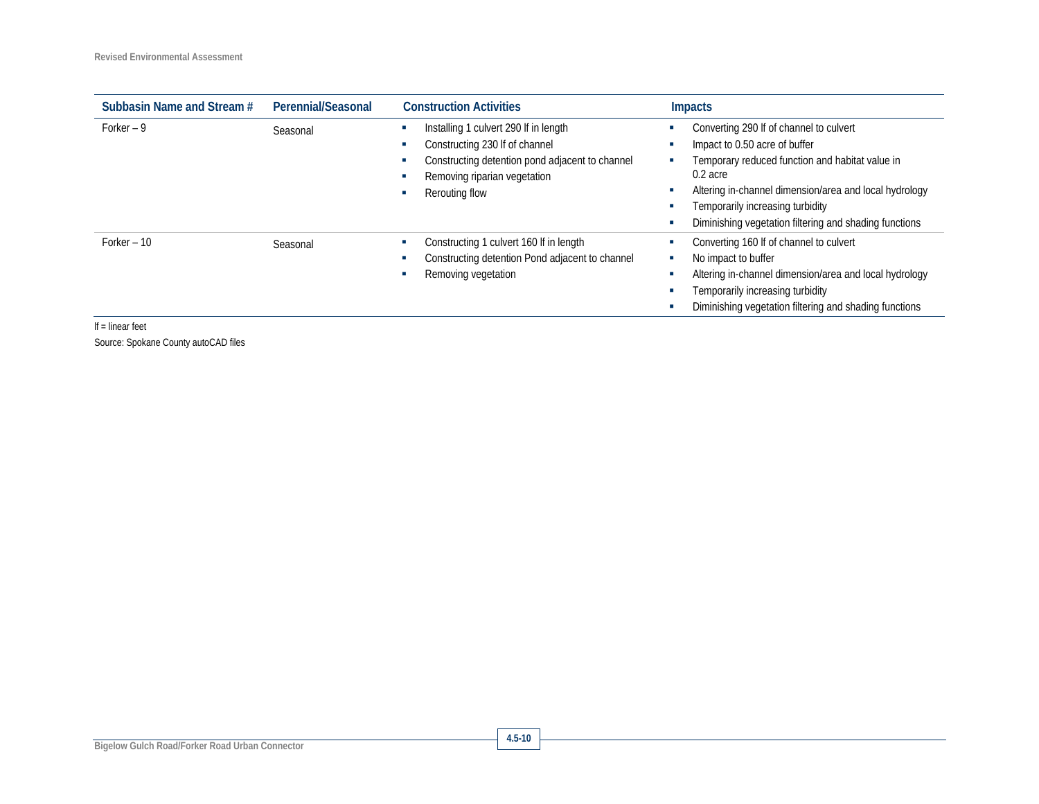| Subbasin Name and Stream # | Perennial/Seasonal | Construction Activities | Impacts |
|---|---|---|---|
| Forker – 9 | Seasonal | ▪ Installing 1 culvert 290 lf in length<br>▪ Constructing 230 lf of channel<br>▪ Constructing detention pond adjacent to channel<br>▪ Removing riparian vegetation<br>▪ Rerouting flow | ▪ Converting 290 lf of channel to culvert<br>▪ Impact to 0.50 acre of buffer<br>▪ Temporary reduced function and habitat value in 0.2 acre<br>▪ Altering in-channel dimension/area and local hydrology<br>▪ Temporarily increasing turbidity<br>▪ Diminishing vegetation filtering and shading functions |
| Forker – 10 | Seasonal | ▪ Constructing 1 culvert 160 lf in length<br>▪ Constructing detention Pond adjacent to channel<br>▪ Removing vegetation | ▪ Converting 160 lf of channel to culvert<br>▪ No impact to buffer<br>▪ Altering in-channel dimension/area and local hydrology<br>▪ Temporarily increasing turbidity<br>▪ Diminishing vegetation filtering and shading functions |

lf = linear feet

Source: Spokane County autoCAD files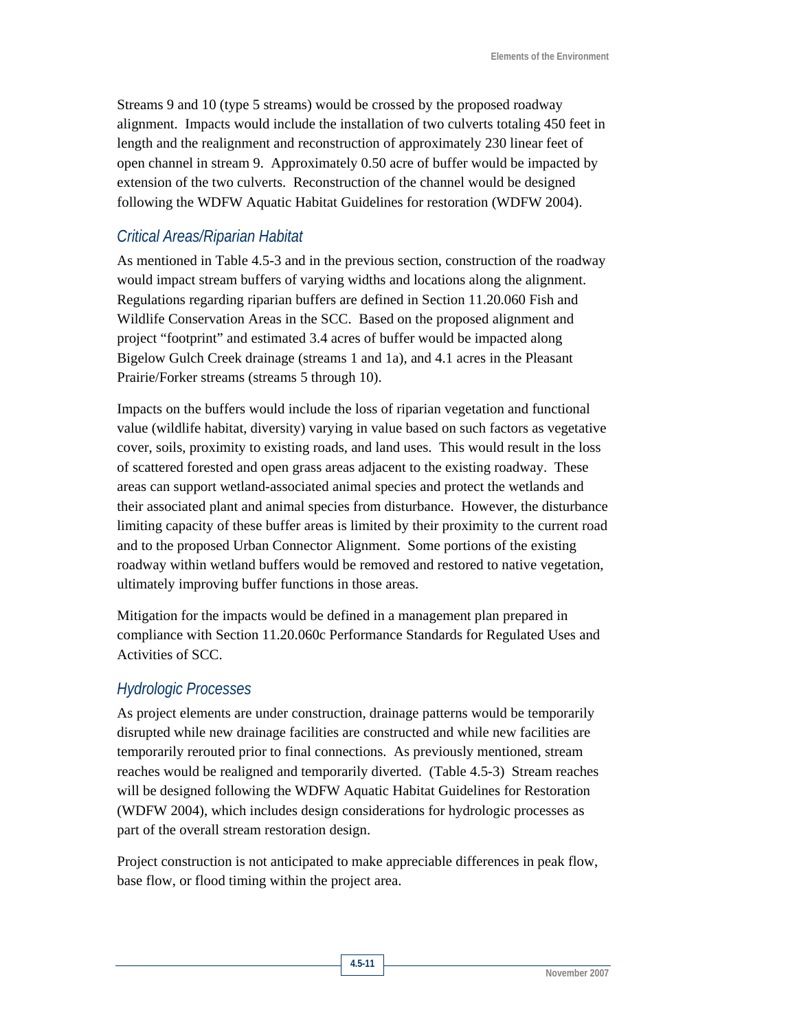Streams 9 and 10 (type 5 streams) would be crossed by the proposed roadway alignment. Impacts would include the installation of two culverts totaling 450 feet in length and the realignment and reconstruction of approximately 230 linear feet of open channel in stream 9. Approximately 0.50 acre of buffer would be impacted by extension of the two culverts. Reconstruction of the channel would be designed following the WDFW Aquatic Habitat Guidelines for restoration (WDFW 2004).

### *Critical Areas/Riparian Habitat*

As mentioned in Table 4.5-3 and in the previous section, construction of the roadway would impact stream buffers of varying widths and locations along the alignment. Regulations regarding riparian buffers are defined in Section 11.20.060 Fish and Wildlife Conservation Areas in the SCC. Based on the proposed alignment and project "footprint" and estimated 3.4 acres of buffer would be impacted along Bigelow Gulch Creek drainage (streams 1 and 1a), and 4.1 acres in the Pleasant Prairie/Forker streams (streams 5 through 10).

Impacts on the buffers would include the loss of riparian vegetation and functional value (wildlife habitat, diversity) varying in value based on such factors as vegetative cover, soils, proximity to existing roads, and land uses. This would result in the loss of scattered forested and open grass areas adjacent to the existing roadway. These areas can support wetland-associated animal species and protect the wetlands and their associated plant and animal species from disturbance. However, the disturbance limiting capacity of these buffer areas is limited by their proximity to the current road and to the proposed Urban Connector Alignment. Some portions of the existing roadway within wetland buffers would be removed and restored to native vegetation, ultimately improving buffer functions in those areas.

Mitigation for the impacts would be defined in a management plan prepared in compliance with Section 11.20.060c Performance Standards for Regulated Uses and Activities of SCC.

### *Hydrologic Processes*

As project elements are under construction, drainage patterns would be temporarily disrupted while new drainage facilities are constructed and while new facilities are temporarily rerouted prior to final connections. As previously mentioned, stream reaches would be realigned and temporarily diverted. (Table 4.5-3) Stream reaches will be designed following the WDFW Aquatic Habitat Guidelines for Restoration (WDFW 2004), which includes design considerations for hydrologic processes as part of the overall stream restoration design.

Project construction is not anticipated to make appreciable differences in peak flow, base flow, or flood timing within the project area.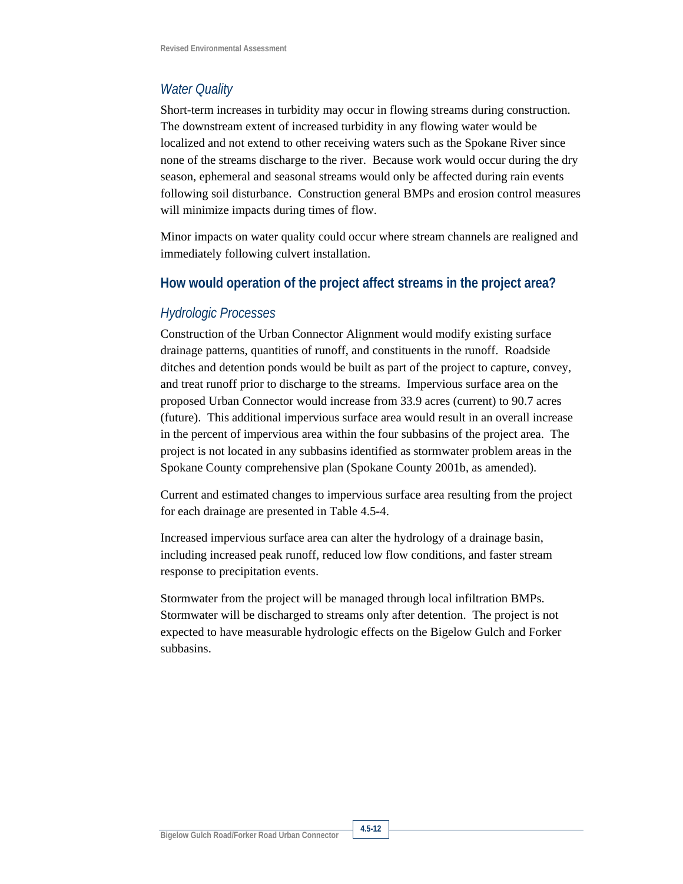### *Water Quality*

Short-term increases in turbidity may occur in flowing streams during construction. The downstream extent of increased turbidity in any flowing water would be localized and not extend to other receiving waters such as the Spokane River since none of the streams discharge to the river. Because work would occur during the dry season, ephemeral and seasonal streams would only be affected during rain events following soil disturbance. Construction general BMPs and erosion control measures will minimize impacts during times of flow.

Minor impacts on water quality could occur where stream channels are realigned and immediately following culvert installation.

## How would operation of the project affect streams in the project area?

### *Hydrologic Processes*

Construction of the Urban Connector Alignment would modify existing surface drainage patterns, quantities of runoff, and constituents in the runoff. Roadside ditches and detention ponds would be built as part of the project to capture, convey, and treat runoff prior to discharge to the streams. Impervious surface area on the proposed Urban Connector would increase from 33.9 acres (current) to 90.7 acres (future). This additional impervious surface area would result in an overall increase in the percent of impervious area within the four subbasins of the project area. The project is not located in any subbasins identified as stormwater problem areas in the Spokane County comprehensive plan (Spokane County 2001b, as amended).

Current and estimated changes to impervious surface area resulting from the project for each drainage are presented in Table 4.5-4.

Increased impervious surface area can alter the hydrology of a drainage basin, including increased peak runoff, reduced low flow conditions, and faster stream response to precipitation events.

Stormwater from the project will be managed through local infiltration BMPs. Stormwater will be discharged to streams only after detention. The project is not expected to have measurable hydrologic effects on the Bigelow Gulch and Forker subbasins.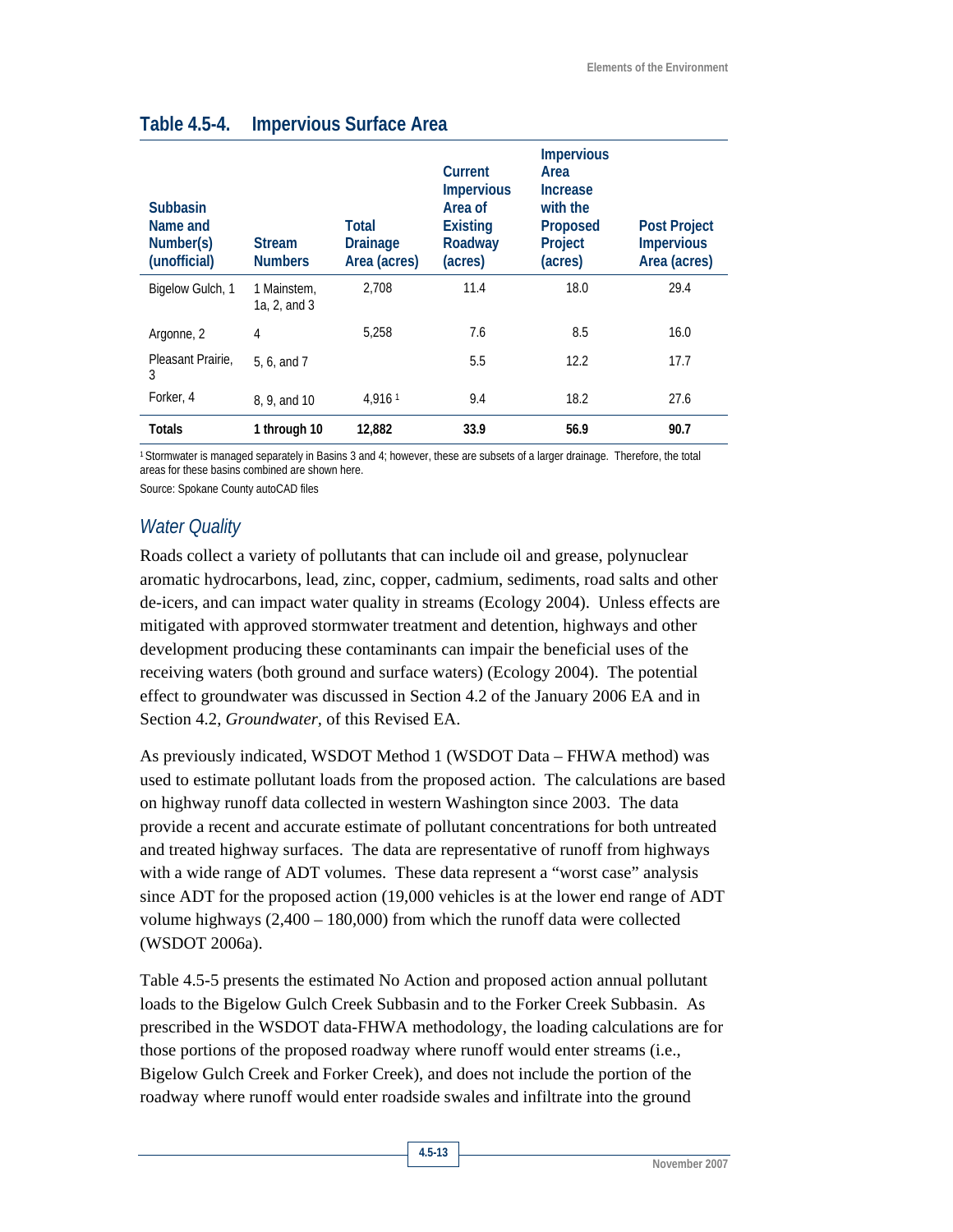### Table 4.5-4. Impervious Surface Area

| Subbasin Name and Number(s) (unofficial) | Stream Numbers | Total Drainage Area (acres) | Current Impervious Area of Existing Roadway (acres) | Impervious Area Increase with the Proposed Project (acres) | Post Project Impervious Area (acres) |
|---|---|---|---|---|---|
| Bigelow Gulch, 1 | 1 Mainstem, 1a, 2, and 3 | 2,708 | 11.4 | 18.0 | 29.4 |
| Argonne, 2 | 4 | 5,258 | 7.6 | 8.5 | 16.0 |
| Pleasant Prairie, 3 | 5, 6, and 7 | | 5.5 | 12.2 | 17.7 |
| Forker, 4 | 8, 9, and 10 | 4,916 [1] | 9.4 | 18.2 | 27.6 |
| **Totals** | **1 through 10** | **12,882** | **33.9** | **56.9** | **90.7** |

[1] Stormwater is managed separately in Basins 3 and 4; however, these are subsets of a larger drainage. Therefore, the total areas for these basins combined are shown here.

Source: Spokane County autoCAD files

### *Water Quality*

Roads collect a variety of pollutants that can include oil and grease, polynuclear aromatic hydrocarbons, lead, zinc, copper, cadmium, sediments, road salts and other de-icers, and can impact water quality in streams (Ecology 2004). Unless effects are mitigated with approved stormwater treatment and detention, highways and other development producing these contaminants can impair the beneficial uses of the receiving waters (both ground and surface waters) (Ecology 2004). The potential effect to groundwater was discussed in Section 4.2 of the January 2006 EA and in Section 4.2, *Groundwater,* of this Revised EA.

As previously indicated, WSDOT Method 1 (WSDOT Data – FHWA method) was used to estimate pollutant loads from the proposed action. The calculations are based on highway runoff data collected in western Washington since 2003. The data provide a recent and accurate estimate of pollutant concentrations for both untreated and treated highway surfaces. The data are representative of runoff from highways with a wide range of ADT volumes. These data represent a "worst case" analysis since ADT for the proposed action (19,000 vehicles is at the lower end range of ADT volume highways (2,400 – 180,000) from which the runoff data were collected (WSDOT 2006a).

Table 4.5-5 presents the estimated No Action and proposed action annual pollutant loads to the Bigelow Gulch Creek Subbasin and to the Forker Creek Subbasin. As prescribed in the WSDOT data-FHWA methodology, the loading calculations are for those portions of the proposed roadway where runoff would enter streams (i.e., Bigelow Gulch Creek and Forker Creek), and does not include the portion of the roadway where runoff would enter roadside swales and infiltrate into the ground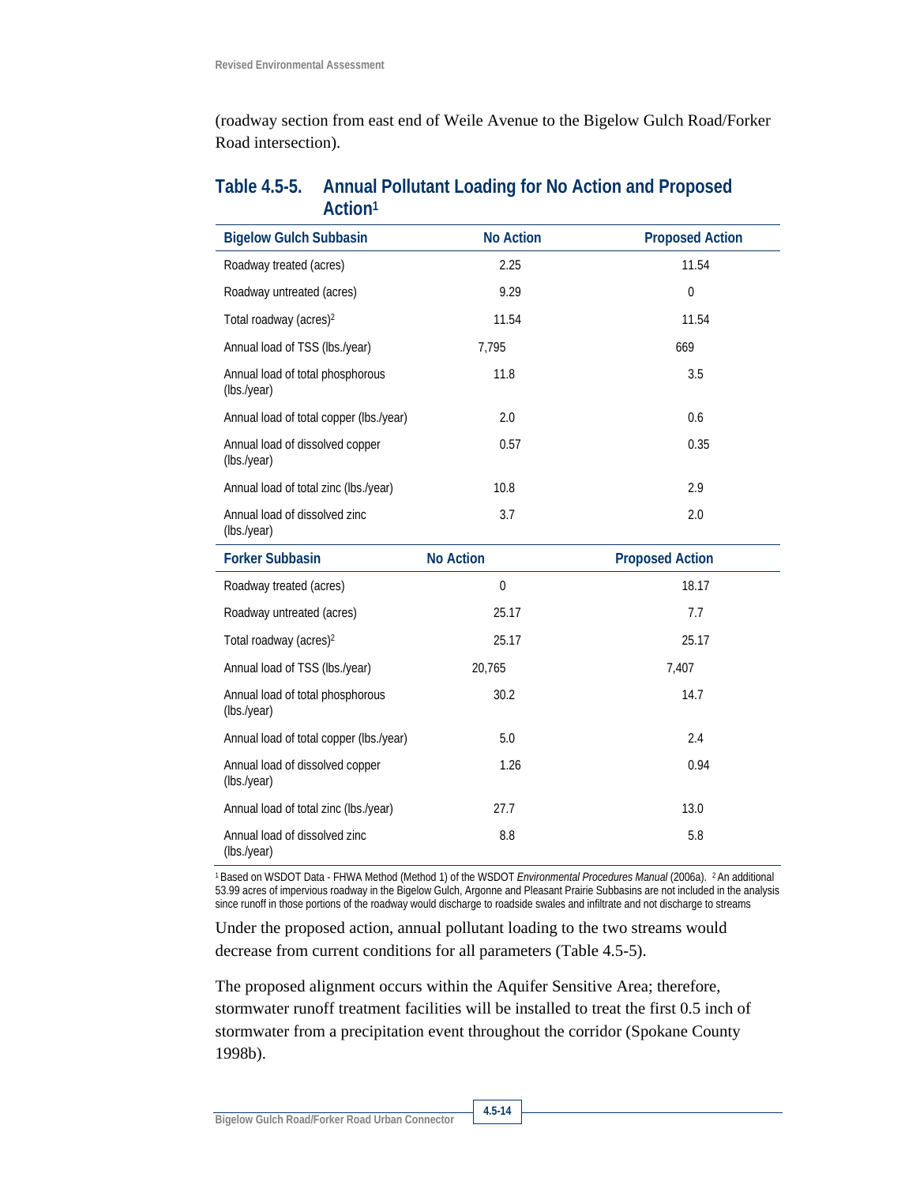(roadway section from east end of Weile Avenue to the Bigelow Gulch Road/Forker Road intersection).

**Table 4.5-5. Annual Pollutant Loading for No Action and Proposed Action[1]**

| Bigelow Gulch Subbasin | No Action | Proposed Action |
|---|---|---|
| Roadway treated (acres) | 2.25 | 11.54 |
| Roadway untreated (acres) | 9.29 | 0 |
| Total roadway (acres)[2] | 11.54 | 11.54 |
| Annual load of TSS (lbs./year) | 7,795 | 669 |
| Annual load of total phosphorous (lbs./year) | 11.8 | 3.5 |
| Annual load of total copper (lbs./year) | 2.0 | 0.6 |
| Annual load of dissolved copper (lbs./year) | 0.57 | 0.35 |
| Annual load of total zinc (lbs./year) | 10.8 | 2.9 |
| Annual load of dissolved zinc (lbs./year) | 3.7 | 2.0 |
| **Forker Subbasin** | **No Action** | **Proposed Action** |
| Roadway treated (acres) | 0 | 18.17 |
| Roadway untreated (acres) | 25.17 | 7.7 |
| Total roadway (acres)[2] | 25.17 | 25.17 |
| Annual load of TSS (lbs./year) | 20,765 | 7,407 |
| Annual load of total phosphorous (lbs./year) | 30.2 | 14.7 |
| Annual load of total copper (lbs./year) | 5.0 | 2.4 |
| Annual load of dissolved copper (lbs./year) | 1.26 | 0.94 |
| Annual load of total zinc (lbs./year) | 27.7 | 13.0 |
| Annual load of dissolved zinc (lbs./year) | 8.8 | 5.8 |

[1] Based on WSDOT Data - FHWA Method (Method 1) of the WSDOT *Environmental Procedures Manual* (2006a). [2] An additional 53.99 acres of impervious roadway in the Bigelow Gulch, Argonne and Pleasant Prairie Subbasins are not included in the analysis since runoff in those portions of the roadway would discharge to roadside swales and infiltrate and not discharge to streams

Under the proposed action, annual pollutant loading to the two streams would decrease from current conditions for all parameters (Table 4.5-5).

The proposed alignment occurs within the Aquifer Sensitive Area; therefore, stormwater runoff treatment facilities will be installed to treat the first 0.5 inch of stormwater from a precipitation event throughout the corridor (Spokane County 1998b).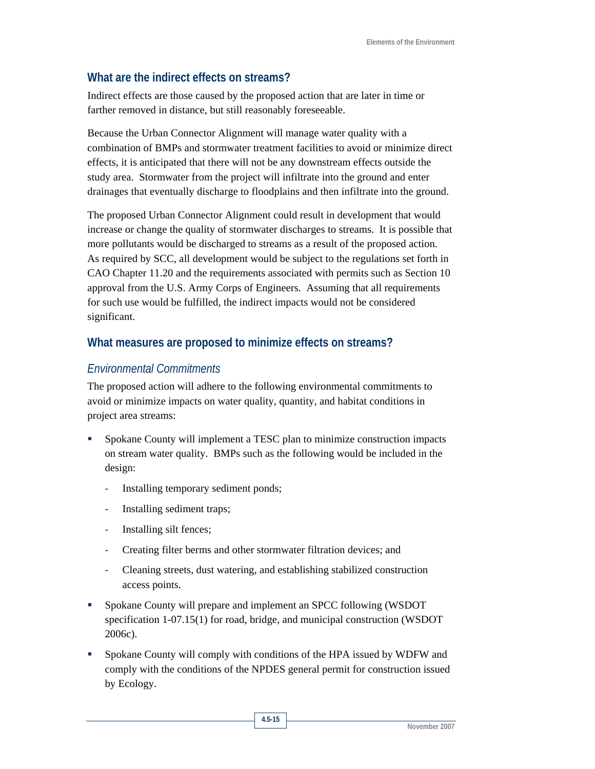## What are the indirect effects on streams?

Indirect effects are those caused by the proposed action that are later in time or farther removed in distance, but still reasonably foreseeable.

Because the Urban Connector Alignment will manage water quality with a combination of BMPs and stormwater treatment facilities to avoid or minimize direct effects, it is anticipated that there will not be any downstream effects outside the study area. Stormwater from the project will infiltrate into the ground and enter drainages that eventually discharge to floodplains and then infiltrate into the ground.

The proposed Urban Connector Alignment could result in development that would increase or change the quality of stormwater discharges to streams. It is possible that more pollutants would be discharged to streams as a result of the proposed action. As required by SCC, all development would be subject to the regulations set forth in CAO Chapter 11.20 and the requirements associated with permits such as Section 10 approval from the U.S. Army Corps of Engineers. Assuming that all requirements for such use would be fulfilled, the indirect impacts would not be considered significant.

## What measures are proposed to minimize effects on streams?

### *Environmental Commitments*

The proposed action will adhere to the following environmental commitments to avoid or minimize impacts on water quality, quantity, and habitat conditions in project area streams:

- Spokane County will implement a TESC plan to minimize construction impacts on stream water quality. BMPs such as the following would be included in the design:
  - Installing temporary sediment ponds;
  - Installing sediment traps;
  - Installing silt fences;
  - Creating filter berms and other stormwater filtration devices; and
  - Cleaning streets, dust watering, and establishing stabilized construction access points.
- Spokane County will prepare and implement an SPCC following (WSDOT specification 1-07.15(1) for road, bridge, and municipal construction (WSDOT 2006c).
- Spokane County will comply with conditions of the HPA issued by WDFW and comply with the conditions of the NPDES general permit for construction issued by Ecology.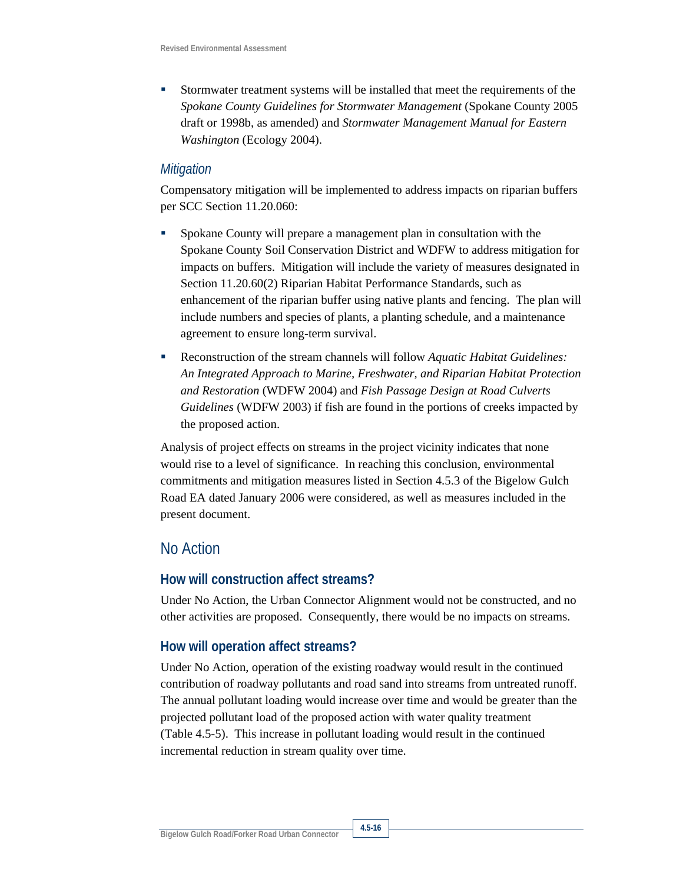- Stormwater treatment systems will be installed that meet the requirements of the *Spokane County Guidelines for Stormwater Management* (Spokane County 2005 draft or 1998b, as amended) and *Stormwater Management Manual for Eastern Washington* (Ecology 2004).

#### *Mitigation*

Compensatory mitigation will be implemented to address impacts on riparian buffers per SCC Section 11.20.060:

- Spokane County will prepare a management plan in consultation with the Spokane County Soil Conservation District and WDFW to address mitigation for impacts on buffers. Mitigation will include the variety of measures designated in Section 11.20.60(2) Riparian Habitat Performance Standards, such as enhancement of the riparian buffer using native plants and fencing. The plan will include numbers and species of plants, a planting schedule, and a maintenance agreement to ensure long-term survival.
- Reconstruction of the stream channels will follow *Aquatic Habitat Guidelines: An Integrated Approach to Marine, Freshwater, and Riparian Habitat Protection and Restoration* (WDFW 2004) and *Fish Passage Design at Road Culverts Guidelines* (WDFW 2003) if fish are found in the portions of creeks impacted by the proposed action.

Analysis of project effects on streams in the project vicinity indicates that none would rise to a level of significance. In reaching this conclusion, environmental commitments and mitigation measures listed in Section 4.5.3 of the Bigelow Gulch Road EA dated January 2006 were considered, as well as measures included in the present document.

## No Action

### How will construction affect streams?

Under No Action, the Urban Connector Alignment would not be constructed, and no other activities are proposed. Consequently, there would be no impacts on streams.

### How will operation affect streams?

Under No Action, operation of the existing roadway would result in the continued contribution of roadway pollutants and road sand into streams from untreated runoff. The annual pollutant loading would increase over time and would be greater than the projected pollutant load of the proposed action with water quality treatment (Table 4.5-5). This increase in pollutant loading would result in the continued incremental reduction in stream quality over time.